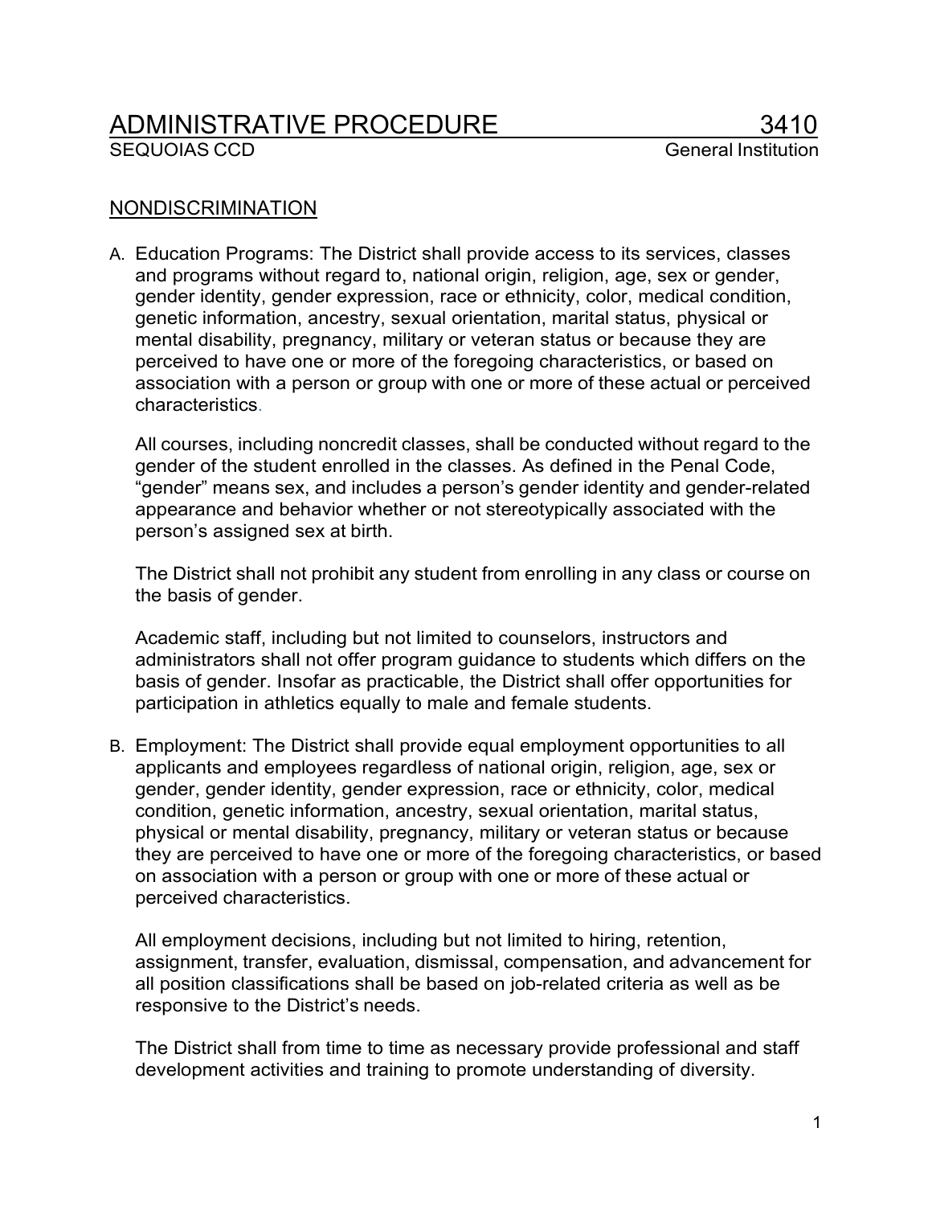# ADMINISTRATIVE PROCEDURE 3410

SEQUOIAS CCD General Institution

## NONDISCRIMINATION

A. Education Programs: The District shall provide access to its services, classes and programs without regard to, national origin, religion, age, sex or gender, gender identity, gender expression, race or ethnicity, color, medical condition, genetic information, ancestry, sexual orientation, marital status, physical or mental disability, pregnancy, military or veteran status or because they are perceived to have one or more of the foregoing characteristics, or based on association with a person or group with one or more of these actual or perceived characteristics.

   All courses, including noncredit classes, shall be conducted without regard to the gender of the student enrolled in the classes. As defined in the Penal Code, "gender" means sex, and includes a person's gender identity and gender-related appearance and behavior whether or not stereotypically associated with the person's assigned sex at birth.

   The District shall not prohibit any student from enrolling in any class or course on the basis of gender.

   Academic staff, including but not limited to counselors, instructors and administrators shall not offer program guidance to students which differs on the basis of gender. Insofar as practicable, the District shall offer opportunities for participation in athletics equally to male and female students.

B. Employment: The District shall provide equal employment opportunities to all applicants and employees regardless of national origin, religion, age, sex or gender, gender identity, gender expression, race or ethnicity, color, medical condition, genetic information, ancestry, sexual orientation, marital status, physical or mental disability, pregnancy, military or veteran status or because they are perceived to have one or more of the foregoing characteristics, or based on association with a person or group with one or more of these actual or perceived characteristics.

   All employment decisions, including but not limited to hiring, retention, assignment, transfer, evaluation, dismissal, compensation, and advancement for all position classifications shall be based on job-related criteria as well as be responsive to the District's needs.

   The District shall from time to time as necessary provide professional and staff development activities and training to promote understanding of diversity.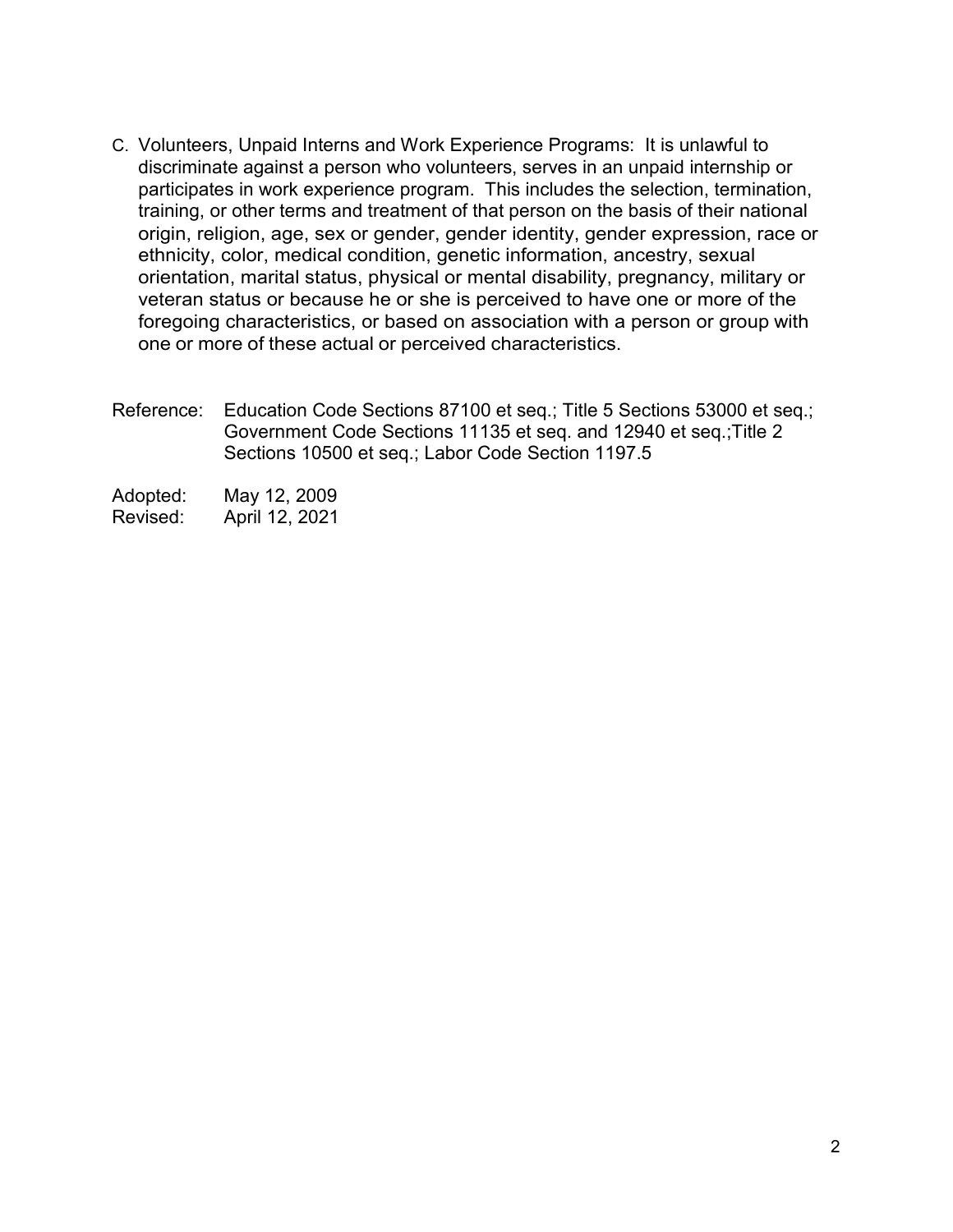C. Volunteers, Unpaid Interns and Work Experience Programs: It is unlawful to discriminate against a person who volunteers, serves in an unpaid internship or participates in work experience program. This includes the selection, termination, training, or other terms and treatment of that person on the basis of their national origin, religion, age, sex or gender, gender identity, gender expression, race or ethnicity, color, medical condition, genetic information, ancestry, sexual orientation, marital status, physical or mental disability, pregnancy, military or veteran status or because he or she is perceived to have one or more of the foregoing characteristics, or based on association with a person or group with one or more of these actual or perceived characteristics.

Reference: Education Code Sections 87100 et seq.; Title 5 Sections 53000 et seq.; Government Code Sections 11135 et seq. and 12940 et seq.;Title 2 Sections 10500 et seq.; Labor Code Section 1197.5

Adopted: May 12, 2009
Revised: April 12, 2021